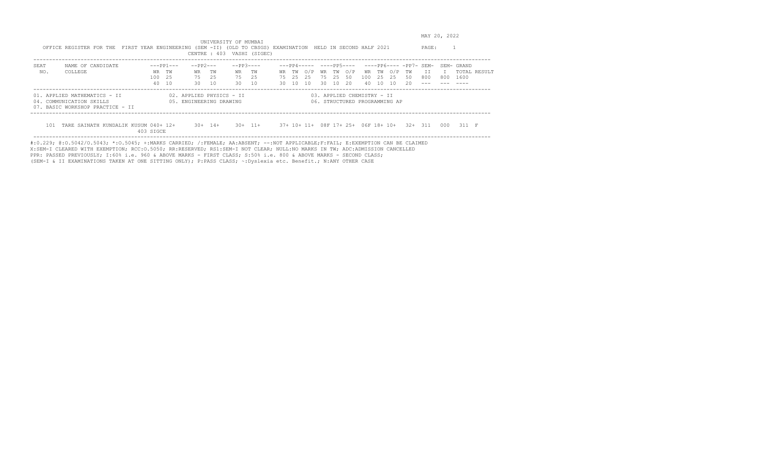MAY 20, 2022

UNIVERSITY OF MUMBAI

OFFICE REGISTER FOR THE FIRST YEAR ENGINEERING (SEM -II) (OLD TO CBSGS) EXAMINATION HELD IN SECOND HALF 2021 PAGE: 1

CENTRE : 403 VASHI (SIGEC)

| SEAT NO. | NAME OF CANDIDATE / COLLEGE | ---PP1--- | | --PP2--- | | --PP3---- | | ---PP4----- | | | ----PP5---- | | | ----PP6---- | | | -PP7- | SEM-II | SEM-I | GRAND TOTAL | RESULT |
|---|---|---|---|---|---|---|---|---|---|---|---|---|---|---|---|---|---|---|---|---|---|
| | | WR | TW | WR | TW | WR | TW | WR | TW | O/P | WR | TW | O/P | WR | TW | O/P | TW | II | I | | |
| | | 100 | 25 | 75 | 25 | 75 | 25 | 75 | 25 | 25 | 75 | 25 | 50 | 100 | 25 | 25 | 50 | 800 | 800 | 1600 | |
| | | 40 | 10 | 30 | 10 | 30 | 10 | 30 | 10 | 10 | 30 | 10 | 20 | 40 | 10 | 10 | 20 | --- | --- | ---- | |
| 101 | TARE SAINATH KUNDALIK KUSUM<br>403 SIGCE | 040+ | 12+ | 30+ | 14+ | 30+ | 11+ | 37+ | 10+ | 11+ | 08F | 17+ | 25+ | 06F | 18+ | 10+ | 32+ | 311 | 000 | 311 | F |

01. APPLIED MATHEMATICS - II
02. APPLIED PHYSICS - II
03. APPLIED CHEMISTRY - II
04. COMMUNICATION SKILLS
05. ENGINEERING DRAWING
06. STRUCTURED PROGRAMMING AP
07. BASIC WORKSHOP PRACTICE - II

#:O.229; @:O.5042/O.5043; *:O.5045; +:MARKS CARRIED; /:FEMALE; AA:ABSENT; --:NOT APPLICABLE;F:FAIL; E:EXEMPTION CAN BE CLAIMED
X:SEM-I CLEARED WITH EXEMPTION; RCC:O.5050; RR:RESERVED; RS1:SEM-I NOT CLEAR; NULL:NO MARKS IN TW; ADC:ADMISSION CANCELLED
PPR: PASSED PREVIOUSLY; I:60% i.e. 960 & ABOVE MARKS - FIRST CLASS; S:50% i.e. 800 & ABOVE MARKS - SECOND CLASS;
(SEM-I & II EXAMINATIONS TAKEN AT ONE SITTING ONLY); P:PASS CLASS; ~:Dyslexia etc. Benefit.; N:ANY OTHER CASE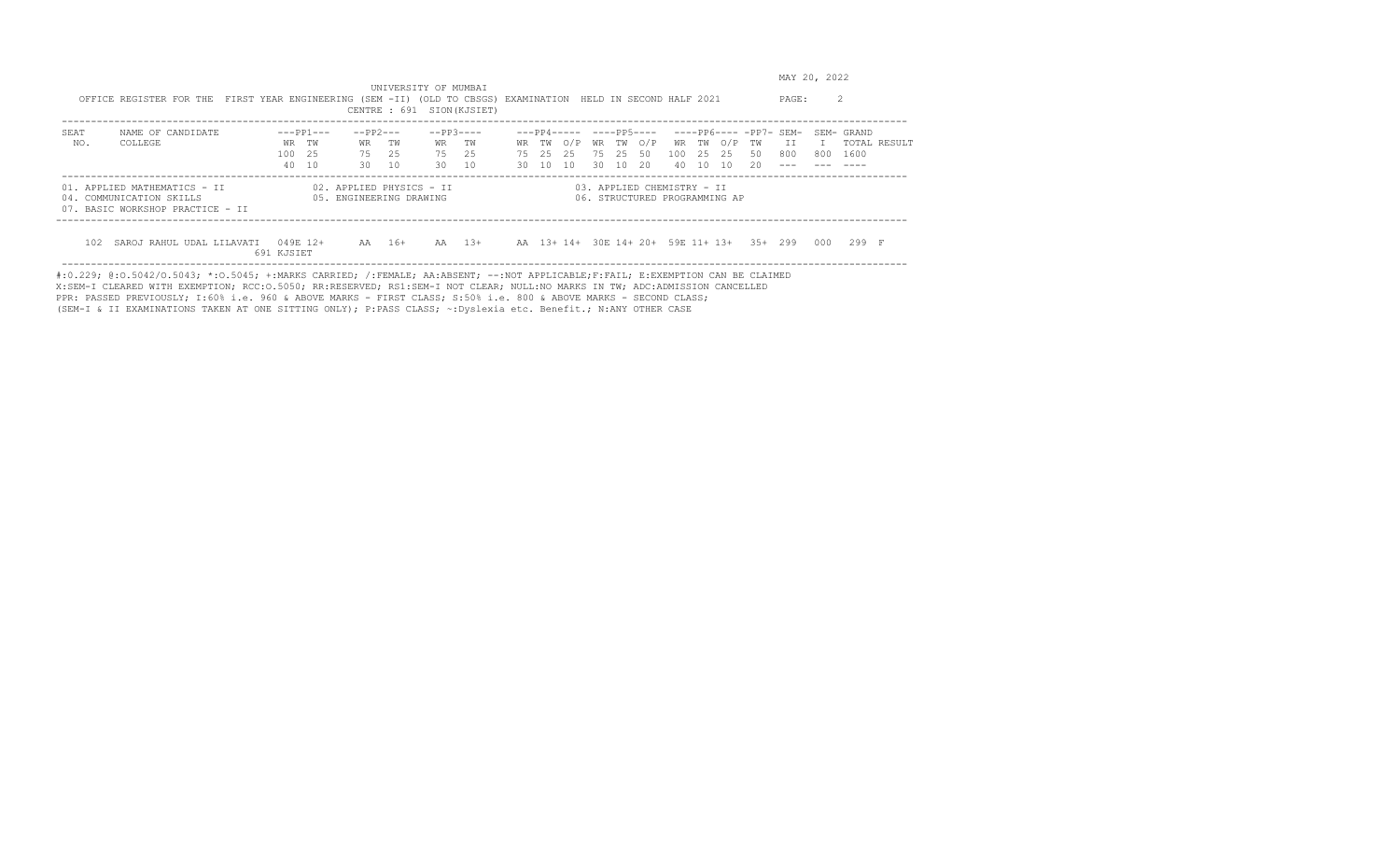MAY 20, 2022

UNIVERSITY OF MUMBAI

OFFICE REGISTER FOR THE FIRST YEAR ENGINEERING (SEM -II) (OLD TO CBSGS) EXAMINATION HELD IN SECOND HALF 2021

CENTRE : 691 SION(KJSIET)

| SEAT NO. | NAME OF CANDIDATE / COLLEGE | ---PP1--- | | --PP2--- | | --PP3---- | | ---PP4----- | | | ----PP5---- | | | ----PP6---- | | | -PP7- | SEM-II | SEM-I | GRAND TOTAL | RESULT |
|---|---|---|---|---|---|---|---|---|---|---|---|---|---|---|---|---|---|---|---|---|---|
| | | WR | TW | WR | TW | WR | TW | WR | TW | O/P | WR | TW | O/P | WR | TW | O/P | TW | | | | |
| | | 100 | 25 | 75 | 25 | 75 | 25 | 75 | 25 | 25 | 75 | 25 | 50 | 100 | 25 | 25 | 50 | 800 | 800 | 1600 | |
| | | 40 | 10 | 30 | 10 | 30 | 10 | 30 | 10 | 10 | 30 | 10 | 20 | 40 | 10 | 10 | 20 | --- | --- | ---- | |
| 102 | SAROJ RAHUL UDAL LILAVATI / 691 KJSIET | 049E | 12+ | AA | 16+ | AA | 13+ | AA | 13+ | 14+ | 30E | 14+ | 20+ | 59E | 11+ | 13+ | 35+ | 299 | 000 | 299 | F |

01. APPLIED MATHEMATICS - II
02. APPLIED PHYSICS - II
03. APPLIED CHEMISTRY - II
04. COMMUNICATION SKILLS
05. ENGINEERING DRAWING
06. STRUCTURED PROGRAMMING AP
07. BASIC WORKSHOP PRACTICE - II

#:O.229; @:O.5042/O.5043; *:O.5045; +:MARKS CARRIED; /:FEMALE; AA:ABSENT; --:NOT APPLICABLE;F:FAIL; E:EXEMPTION CAN BE CLAIMED
X:SEM-I CLEARED WITH EXEMPTION; RCC:O.5050; RR:RESERVED; RS1:SEM-I NOT CLEAR; NULL:NO MARKS IN TW; ADC:ADMISSION CANCELLED
PPR: PASSED PREVIOUSLY; I:60% i.e. 960 & ABOVE MARKS - FIRST CLASS; S:50% i.e. 800 & ABOVE MARKS - SECOND CLASS;
(SEM-I & II EXAMINATIONS TAKEN AT ONE SITTING ONLY); P:PASS CLASS; ~:Dyslexia etc. Benefit.; N:ANY OTHER CASE